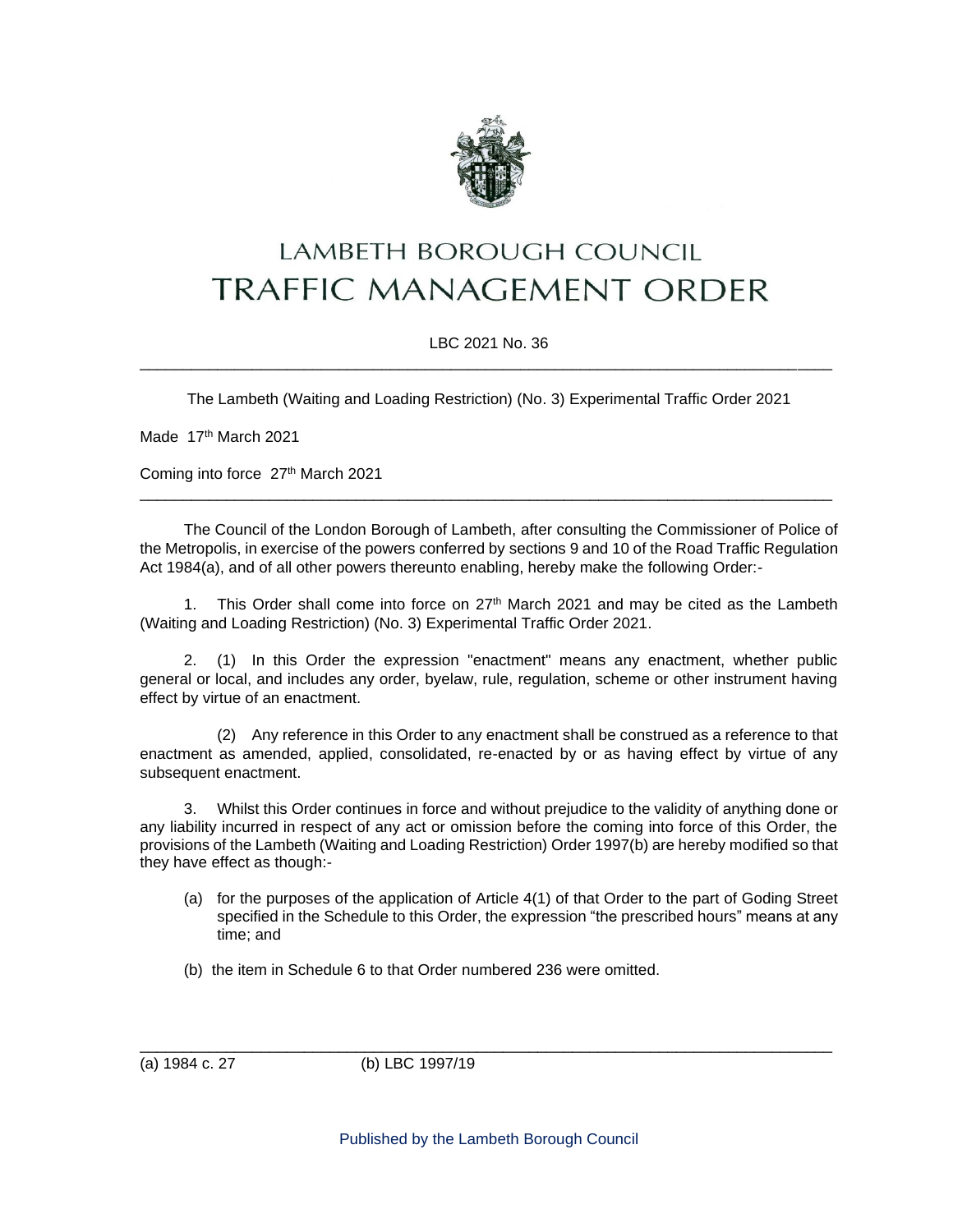# LAMBETH BOROUGH COUNCIL

# TRAFFIC MANAGEMENT ORDER

LBC 2021 No. 36

---

The Lambeth (Waiting and Loading Restriction) (No. 3) Experimental Traffic Order 2021

Made 17th March 2021

Coming into force 27th March 2021

---

The Council of the London Borough of Lambeth, after consulting the Commissioner of Police of the Metropolis, in exercise of the powers conferred by sections 9 and 10 of the Road Traffic Regulation Act 1984(a), and of all other powers thereunto enabling, hereby make the following Order:-

1. This Order shall come into force on 27th March 2021 and may be cited as the Lambeth (Waiting and Loading Restriction) (No. 3) Experimental Traffic Order 2021.

2. (1) In this Order the expression "enactment" means any enactment, whether public general or local, and includes any order, byelaw, rule, regulation, scheme or other instrument having effect by virtue of an enactment.

   (2) Any reference in this Order to any enactment shall be construed as a reference to that enactment as amended, applied, consolidated, re-enacted by or as having effect by virtue of any subsequent enactment.

3. Whilst this Order continues in force and without prejudice to the validity of anything done or any liability incurred in respect of any act or omission before the coming into force of this Order, the provisions of the Lambeth (Waiting and Loading Restriction) Order 1997(b) are hereby modified so that they have effect as though:-

   (a) for the purposes of the application of Article 4(1) of that Order to the part of Goding Street specified in the Schedule to this Order, the expression "the prescribed hours" means at any time; and

   (b) the item in Schedule 6 to that Order numbered 236 were omitted.

---

(a) 1984 c. 27 (b) LBC 1997/19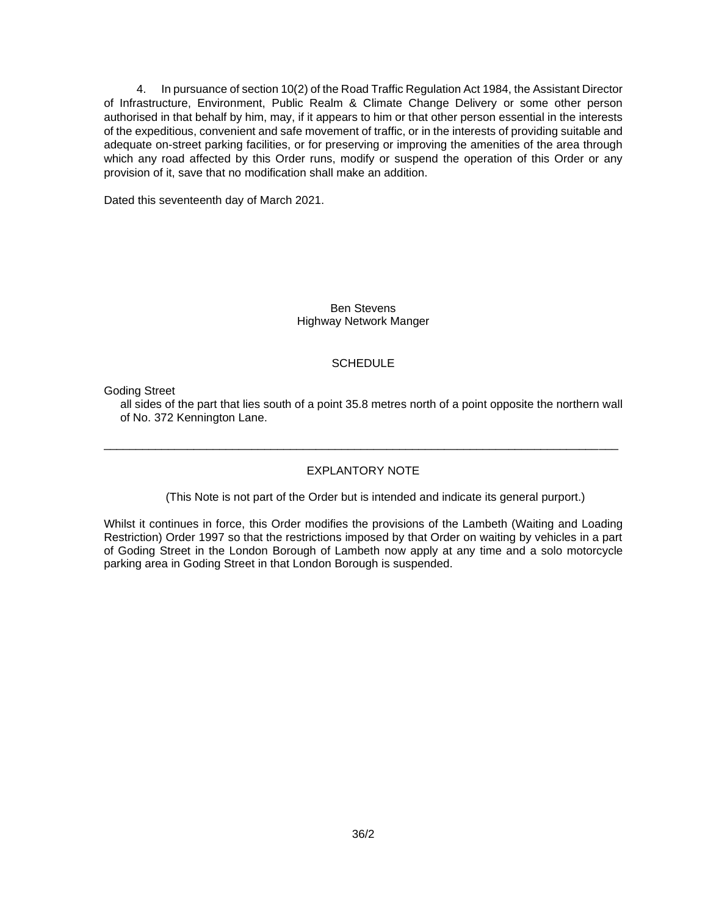4. In pursuance of section 10(2) of the Road Traffic Regulation Act 1984, the Assistant Director of Infrastructure, Environment, Public Realm & Climate Change Delivery or some other person authorised in that behalf by him, may, if it appears to him or that other person essential in the interests of the expeditious, convenient and safe movement of traffic, or in the interests of providing suitable and adequate on-street parking facilities, or for preserving or improving the amenities of the area through which any road affected by this Order runs, modify or suspend the operation of this Order or any provision of it, save that no modification shall make an addition.

Dated this seventeenth day of March 2021.

Ben Stevens
Highway Network Manger

## SCHEDULE

Goding Street
all sides of the part that lies south of a point 35.8 metres north of a point opposite the northern wall of No. 372 Kennington Lane.

---

## EXPLANTORY NOTE

(This Note is not part of the Order but is intended and indicate its general purport.)

Whilst it continues in force, this Order modifies the provisions of the Lambeth (Waiting and Loading Restriction) Order 1997 so that the restrictions imposed by that Order on waiting by vehicles in a part of Goding Street in the London Borough of Lambeth now apply at any time and a solo motorcycle parking area in Goding Street in that London Borough is suspended.

36/2